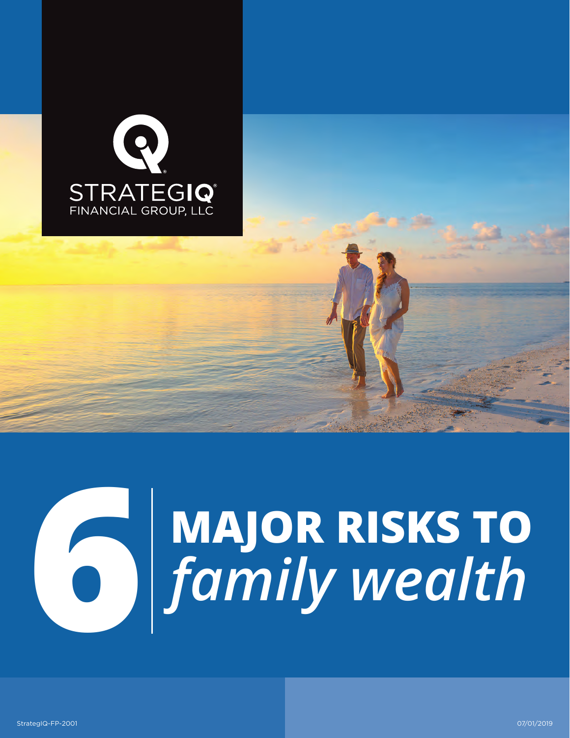STRATEGIQ®
FINANCIAL GROUP, LLC

# 6 MAJOR RISKS TO *family wealth*

StrategIQ-FP-2001

07/01/2019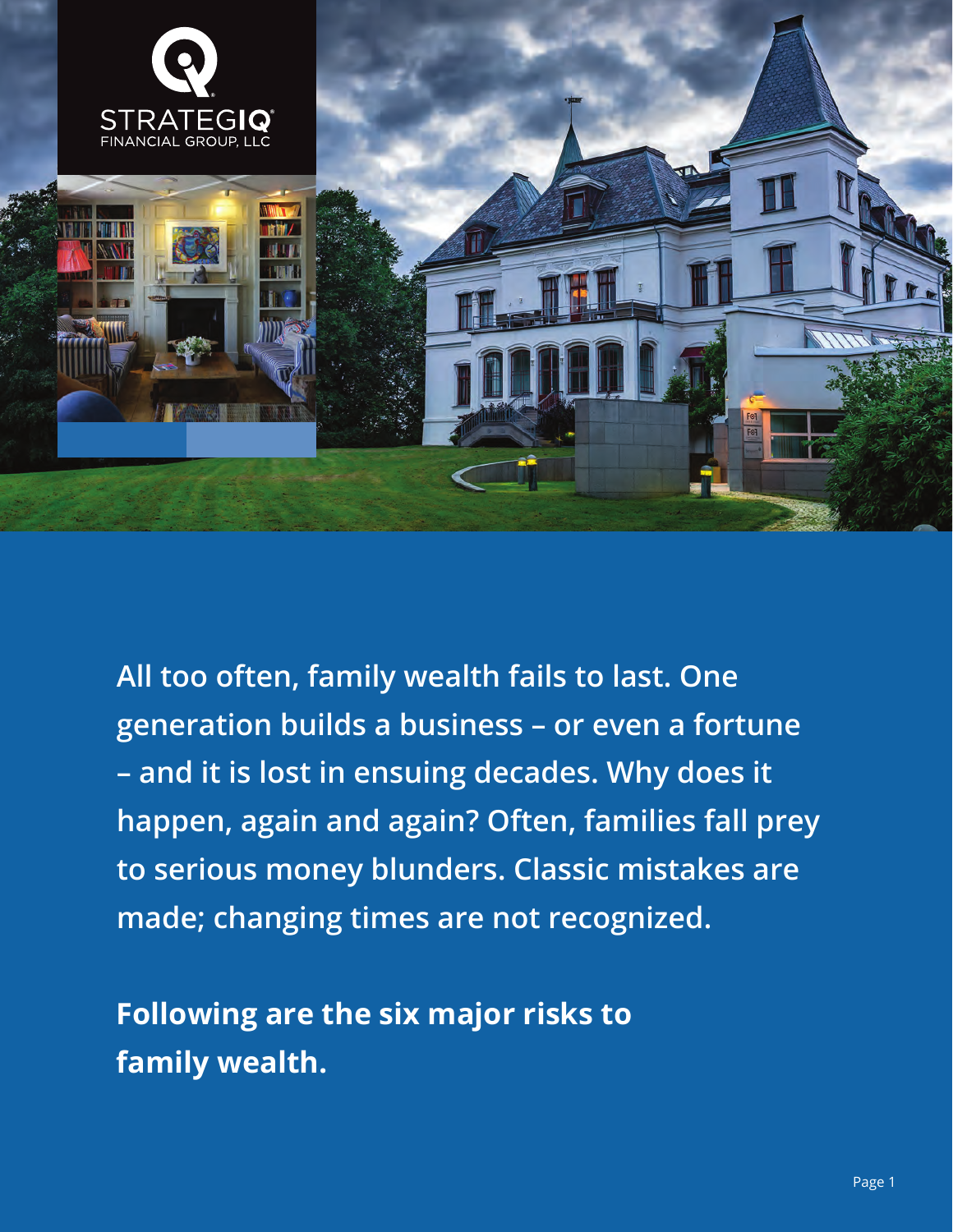STRATEGIQ
FINANCIAL GROUP, LLC

**All too often, family wealth fails to last. One generation builds a business – or even a fortune – and it is lost in ensuing decades. Why does it happen, again and again? Often, families fall prey to serious money blunders. Classic mistakes are made; changing times are not recognized.**

**Following are the six major risks to family wealth.**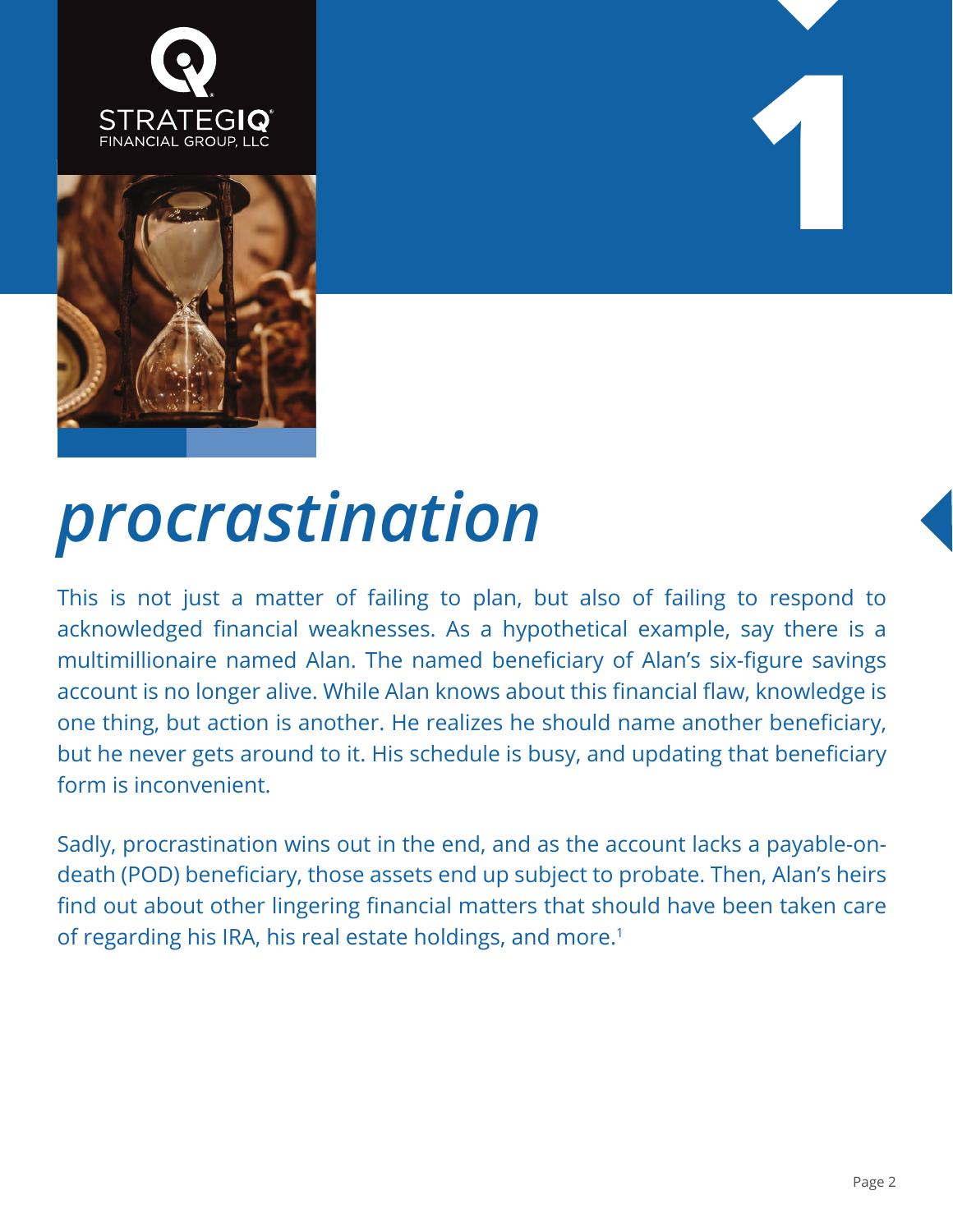1

# *procrastination*

This is not just a matter of failing to plan, but also of failing to respond to acknowledged financial weaknesses. As a hypothetical example, say there is a multimillionaire named Alan. The named beneficiary of Alan's six-figure savings account is no longer alive. While Alan knows about this financial flaw, knowledge is one thing, but action is another. He realizes he should name another beneficiary, but he never gets around to it. His schedule is busy, and updating that beneficiary form is inconvenient.

Sadly, procrastination wins out in the end, and as the account lacks a payable-on-death (POD) beneficiary, those assets end up subject to probate. Then, Alan's heirs find out about other lingering financial matters that should have been taken care of regarding his IRA, his real estate holdings, and more.[1]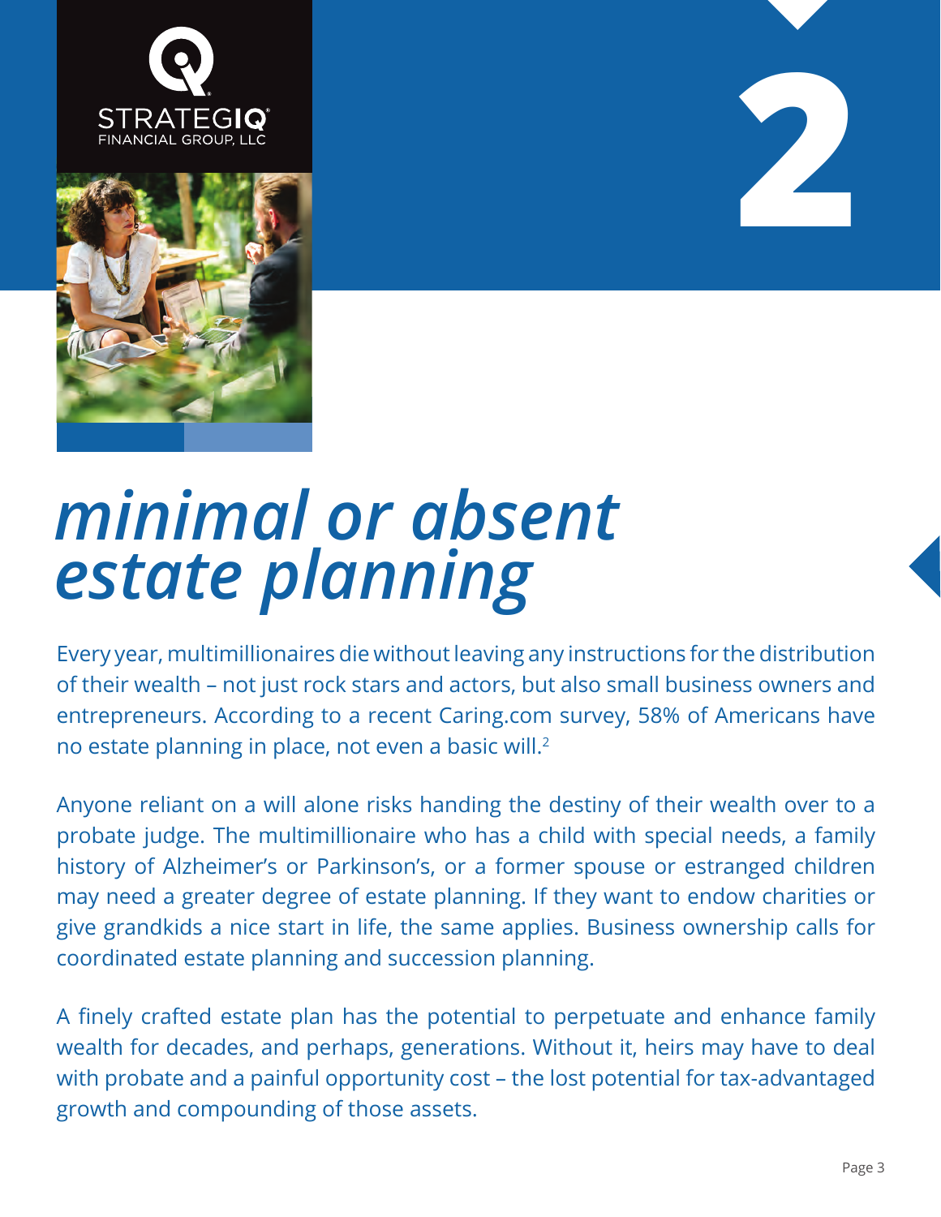STRATEGIQ
FINANCIAL GROUP, LLC

2

# *minimal or absent estate planning*

Every year, multimillionaires die without leaving any instructions for the distribution of their wealth – not just rock stars and actors, but also small business owners and entrepreneurs. According to a recent Caring.com survey, 58% of Americans have no estate planning in place, not even a basic will.[2]

Anyone reliant on a will alone risks handing the destiny of their wealth over to a probate judge. The multimillionaire who has a child with special needs, a family history of Alzheimer's or Parkinson's, or a former spouse or estranged children may need a greater degree of estate planning. If they want to endow charities or give grandkids a nice start in life, the same applies. Business ownership calls for coordinated estate planning and succession planning.

A finely crafted estate plan has the potential to perpetuate and enhance family wealth for decades, and perhaps, generations. Without it, heirs may have to deal with probate and a painful opportunity cost – the lost potential for tax-advantaged growth and compounding of those assets.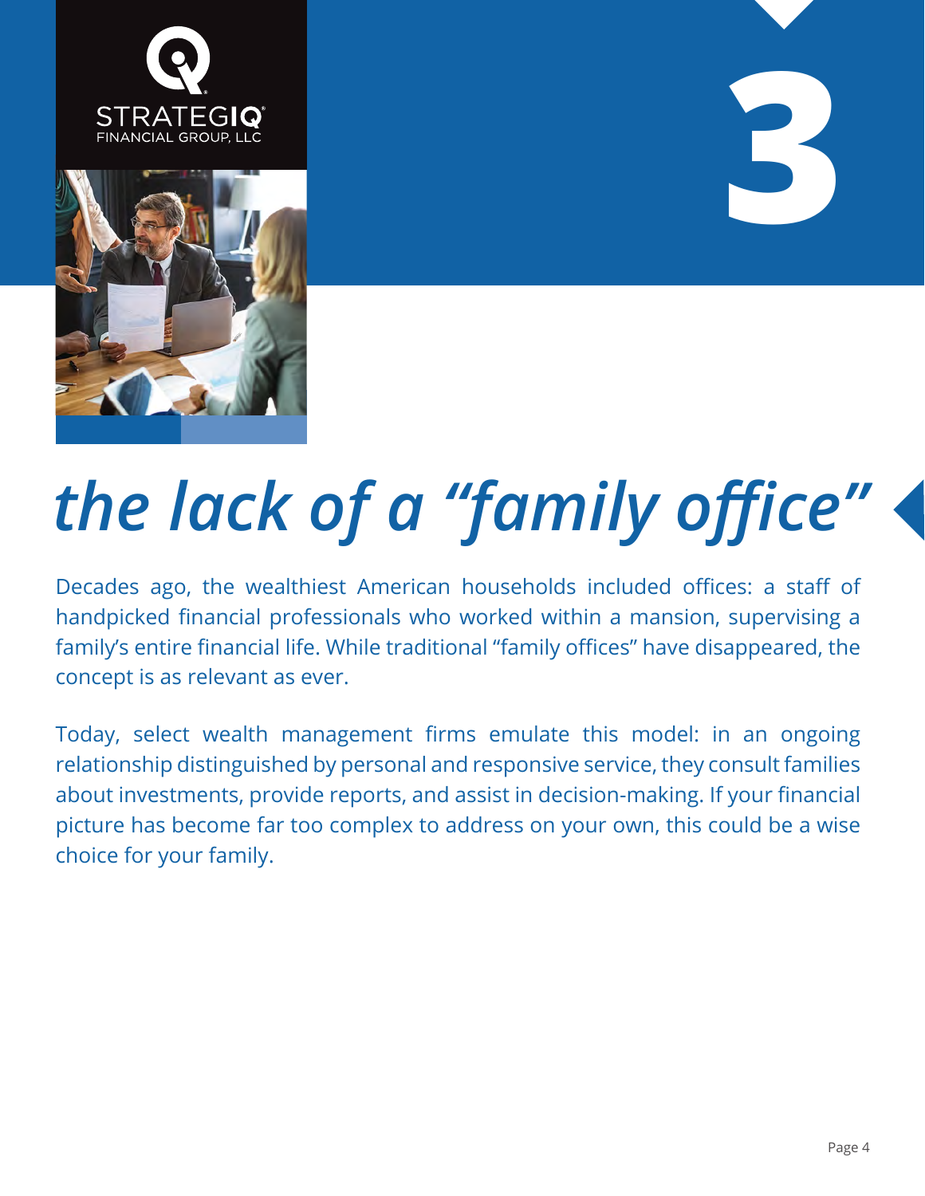STRATEGIQ FINANCIAL GROUP, LLC

3

# *the lack of a "family office"*

Decades ago, the wealthiest American households included offices: a staff of handpicked financial professionals who worked within a mansion, supervising a family's entire financial life. While traditional "family offices" have disappeared, the concept is as relevant as ever.

Today, select wealth management firms emulate this model: in an ongoing relationship distinguished by personal and responsive service, they consult families about investments, provide reports, and assist in decision-making. If your financial picture has become far too complex to address on your own, this could be a wise choice for your family.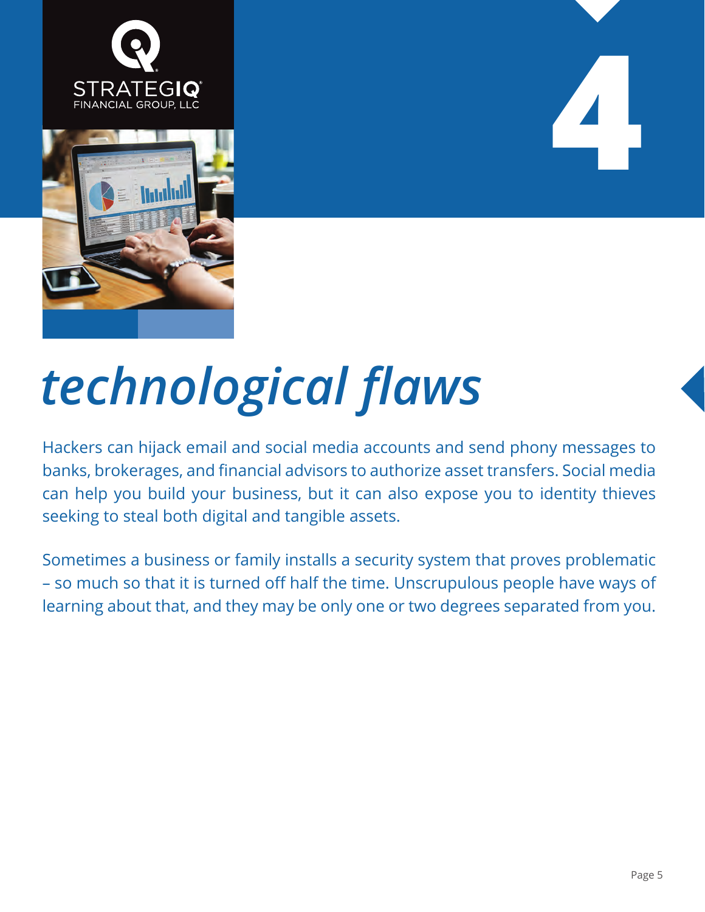# 4

# *technological flaws*

Hackers can hijack email and social media accounts and send phony messages to banks, brokerages, and financial advisors to authorize asset transfers. Social media can help you build your business, but it can also expose you to identity thieves seeking to steal both digital and tangible assets.

Sometimes a business or family installs a security system that proves problematic – so much so that it is turned off half the time. Unscrupulous people have ways of learning about that, and they may be only one or two degrees separated from you.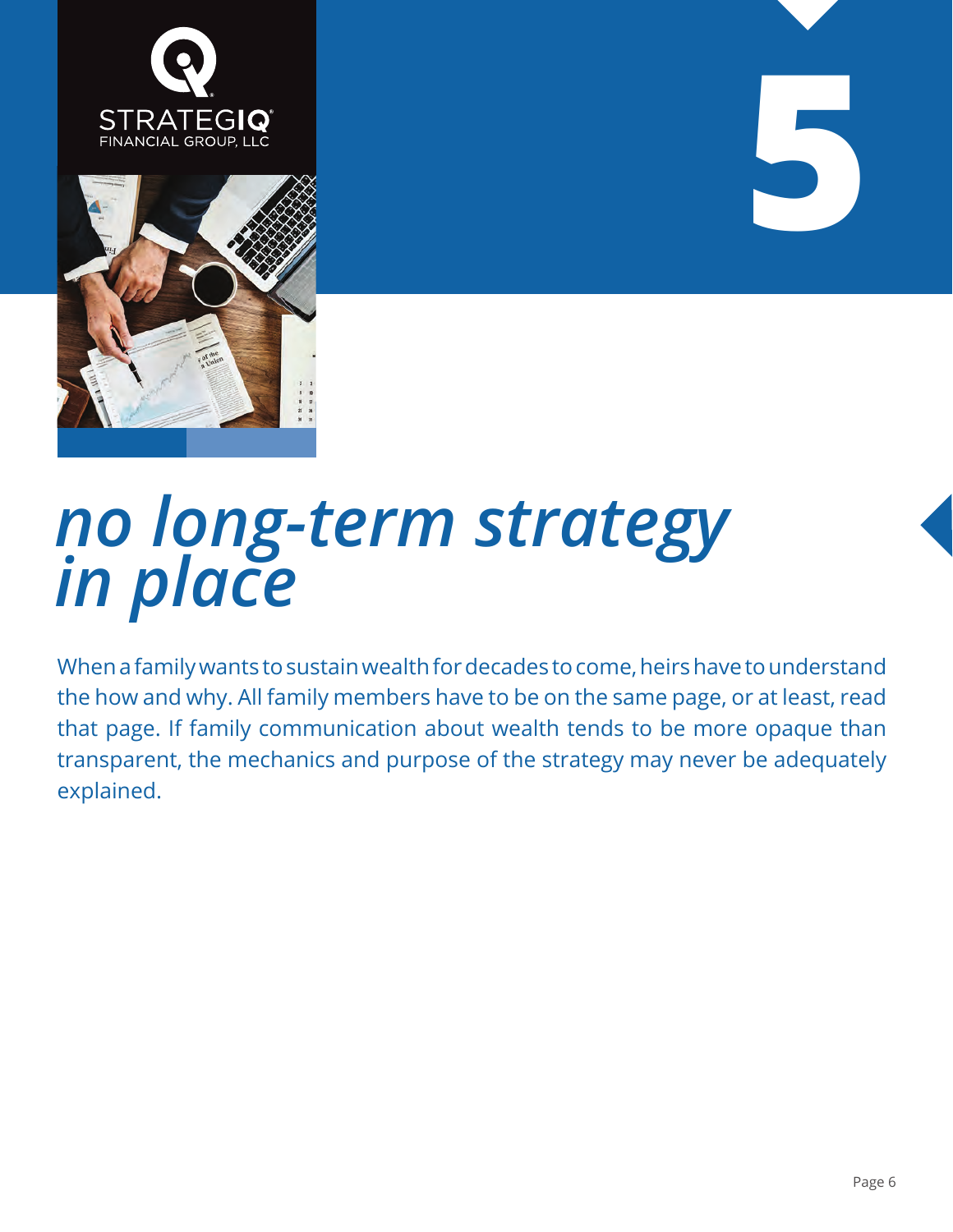5

# *no long-term strategy in place*

When a family wants to sustain wealth for decades to come, heirs have to understand the how and why. All family members have to be on the same page, or at least, read that page. If family communication about wealth tends to be more opaque than transparent, the mechanics and purpose of the strategy may never be adequately explained.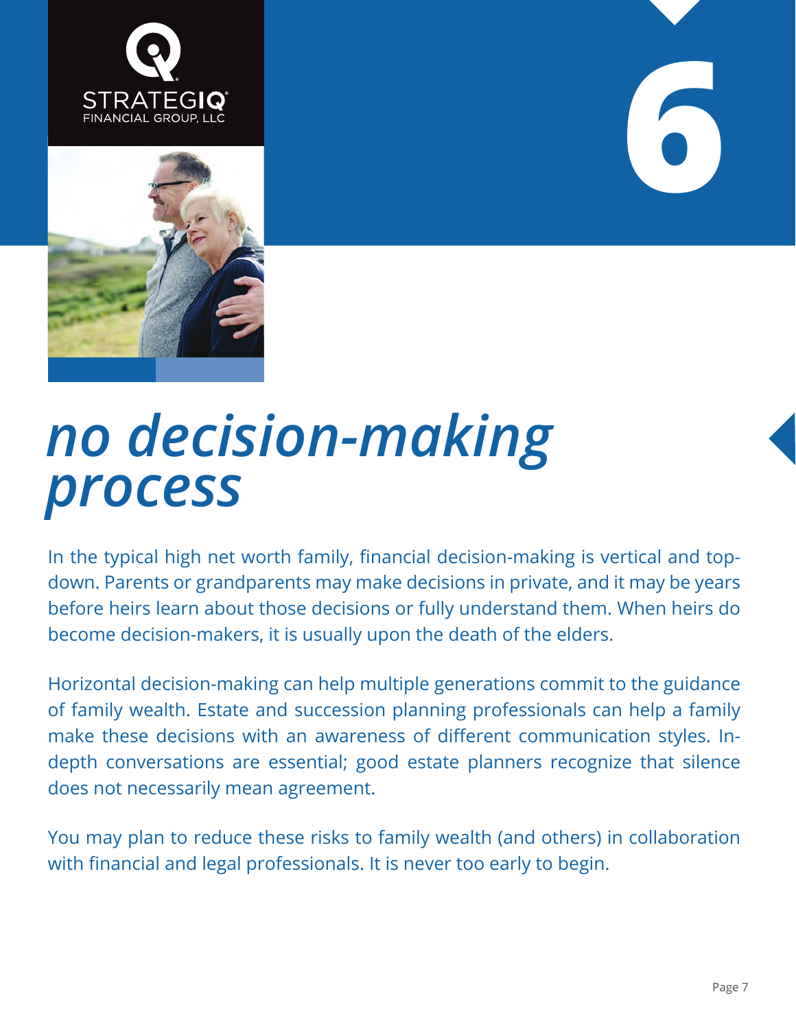# 6

# *no decision-making process*

In the typical high net worth family, financial decision-making is vertical and top-down. Parents or grandparents may make decisions in private, and it may be years before heirs learn about those decisions or fully understand them. When heirs do become decision-makers, it is usually upon the death of the elders.

Horizontal decision-making can help multiple generations commit to the guidance of family wealth. Estate and succession planning professionals can help a family make these decisions with an awareness of different communication styles. In-depth conversations are essential; good estate planners recognize that silence does not necessarily mean agreement.

You may plan to reduce these risks to family wealth (and others) in collaboration with financial and legal professionals. It is never too early to begin.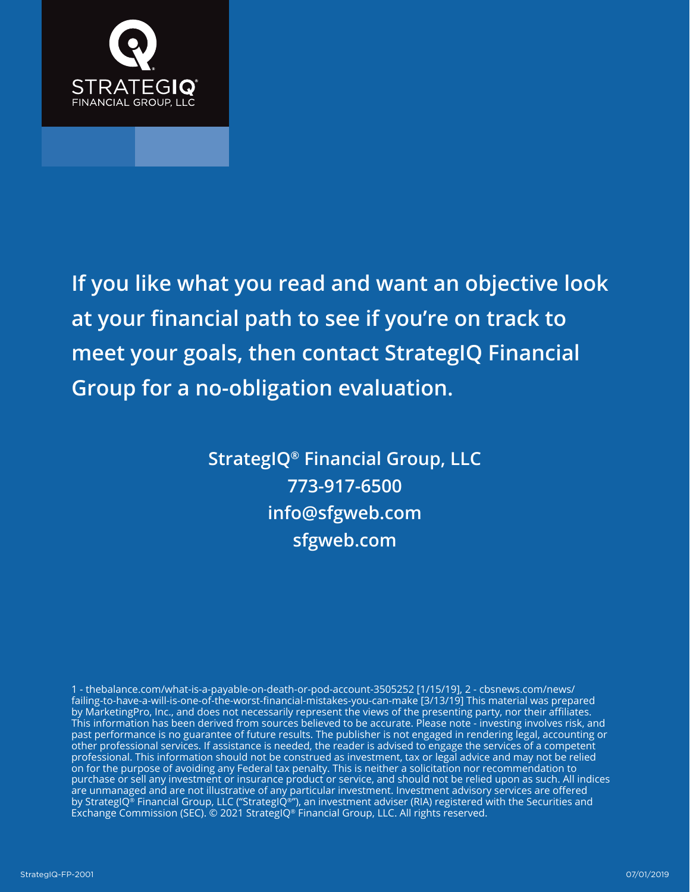STRATEGIQ®
FINANCIAL GROUP, LLC

**If you like what you read and want an objective look at your financial path to see if you're on track to meet your goals, then contact StrategIQ Financial Group for a no-obligation evaluation.**

**StrategIQ® Financial Group, LLC**
**773-917-6500**
**info@sfgweb.com**
**sfgweb.com**

1 - thebalance.com/what-is-a-payable-on-death-or-pod-account-3505252 [1/15/19], 2 - cbsnews.com/news/failing-to-have-a-will-is-one-of-the-worst-financial-mistakes-you-can-make [3/13/19] This material was prepared by MarketingPro, Inc., and does not necessarily represent the views of the presenting party, nor their affiliates. This information has been derived from sources believed to be accurate. Please note - investing involves risk, and past performance is no guarantee of future results. The publisher is not engaged in rendering legal, accounting or other professional services. If assistance is needed, the reader is advised to engage the services of a competent professional. This information should not be construed as investment, tax or legal advice and may not be relied on for the purpose of avoiding any Federal tax penalty. This is neither a solicitation nor recommendation to purchase or sell any investment or insurance product or service, and should not be relied upon as such. All indices are unmanaged and are not illustrative of any particular investment. Investment advisory services are offered by StrategIQ® Financial Group, LLC ("StrategIQ®"), an investment adviser (RIA) registered with the Securities and Exchange Commission (SEC). © 2021 StrategIQ® Financial Group, LLC. All rights reserved.

StrategIQ-FP-2001 07/01/2019